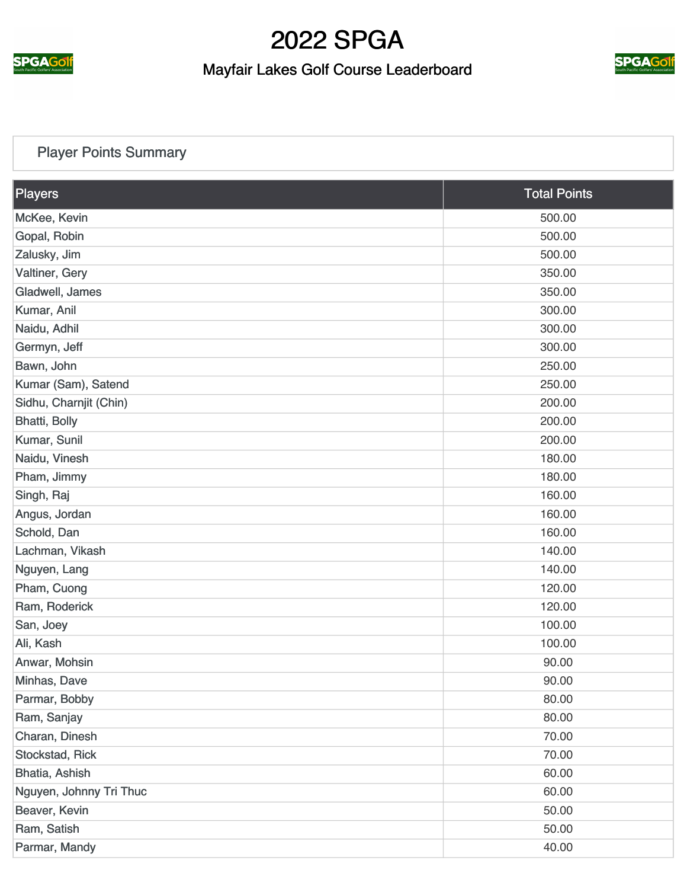# 2022 SPGA

## Mayfair Lakes Golf Course Leaderboard

### Player Points Summary

| Players | Total Points |
| --- | --- |
| McKee, Kevin | 500.00 |
| Gopal, Robin | 500.00 |
| Zalusky, Jim | 500.00 |
| Valtiner, Gery | 350.00 |
| Gladwell, James | 350.00 |
| Kumar, Anil | 300.00 |
| Naidu, Adhil | 300.00 |
| Germyn, Jeff | 300.00 |
| Bawn, John | 250.00 |
| Kumar (Sam), Satend | 250.00 |
| Sidhu, Charnjit (Chin) | 200.00 |
| Bhatti, Bolly | 200.00 |
| Kumar, Sunil | 200.00 |
| Naidu, Vinesh | 180.00 |
| Pham, Jimmy | 180.00 |
| Singh, Raj | 160.00 |
| Angus, Jordan | 160.00 |
| Schold, Dan | 160.00 |
| Lachman, Vikash | 140.00 |
| Nguyen, Lang | 140.00 |
| Pham, Cuong | 120.00 |
| Ram, Roderick | 120.00 |
| San, Joey | 100.00 |
| Ali, Kash | 100.00 |
| Anwar, Mohsin | 90.00 |
| Minhas, Dave | 90.00 |
| Parmar, Bobby | 80.00 |
| Ram, Sanjay | 80.00 |
| Charan, Dinesh | 70.00 |
| Stockstad, Rick | 70.00 |
| Bhatia, Ashish | 60.00 |
| Nguyen, Johnny Tri Thuc | 60.00 |
| Beaver, Kevin | 50.00 |
| Ram, Satish | 50.00 |
| Parmar, Mandy | 40.00 |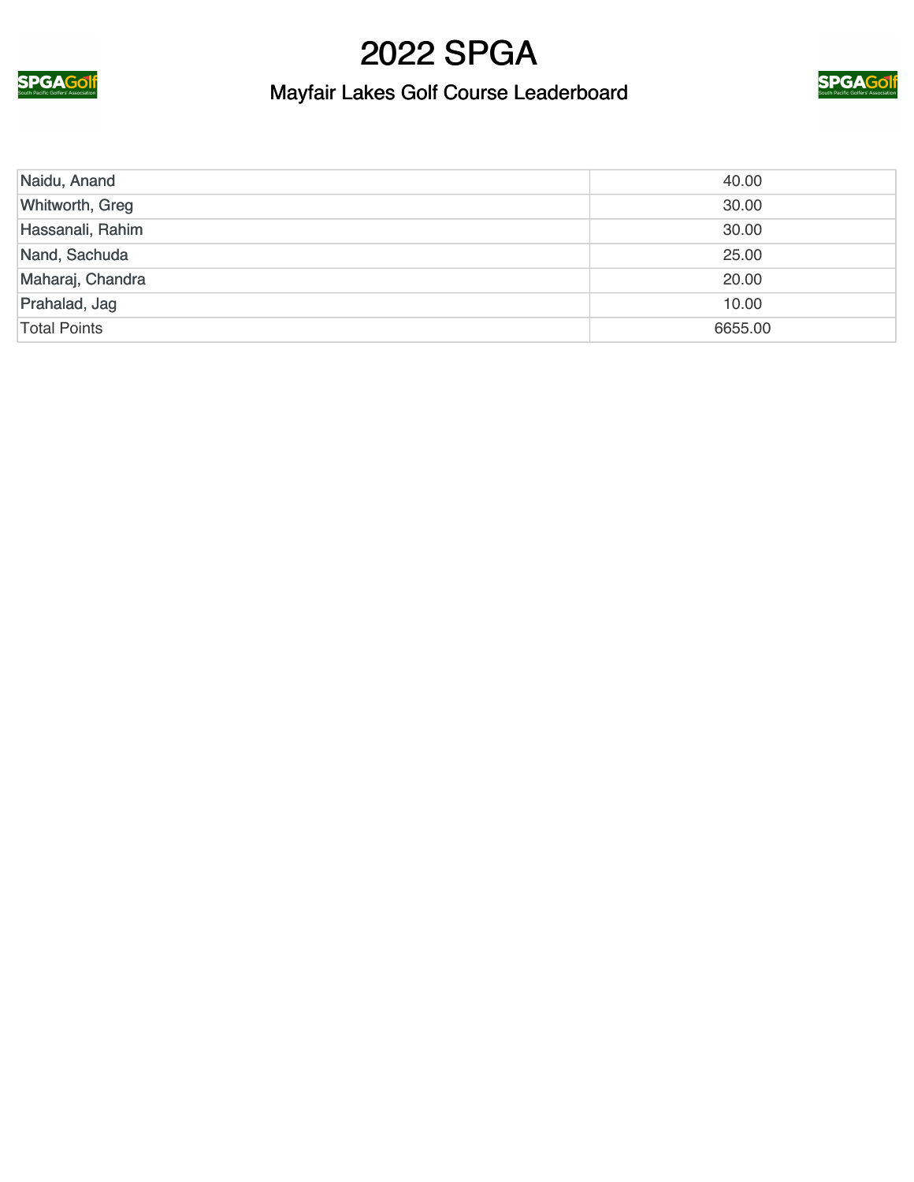| Naidu, Anand | 40.00 |
| --- | --- |
| Whitworth, Greg | 30.00 |
| Hassanali, Rahim | 30.00 |
| Nand, Sachuda | 25.00 |
| Maharaj, Chandra | 20.00 |
| Prahalad, Jag | 10.00 |
| Total Points | 6655.00 |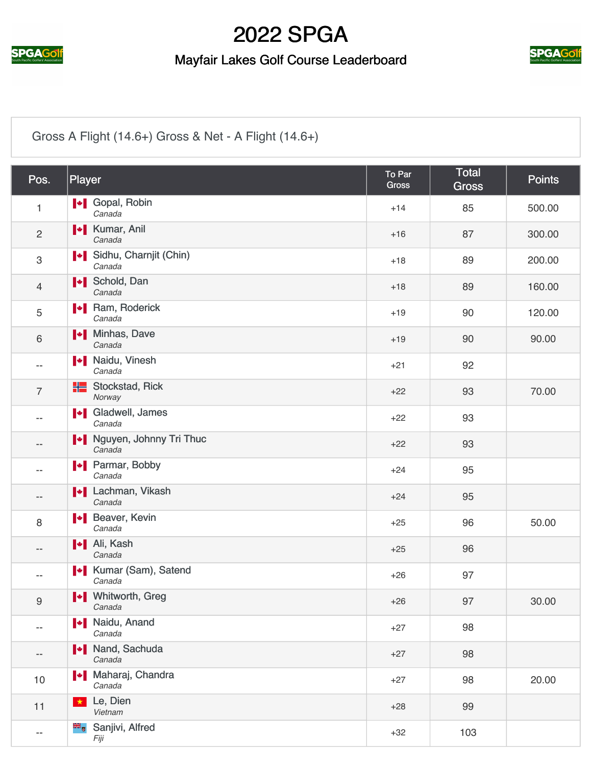# 2022 SPGA

## Mayfair Lakes Golf Course Leaderboard

Gross A Flight (14.6+) Gross & Net - A Flight (14.6+)

| Pos. | Player | To Par Gross | Total Gross | Points |
|---|---|---|---|---|
| 1 | Gopal, Robin<br>*Canada* | +14 | 85 | 500.00 |
| 2 | Kumar, Anil<br>*Canada* | +16 | 87 | 300.00 |
| 3 | Sidhu, Charnjit (Chin)<br>*Canada* | +18 | 89 | 200.00 |
| 4 | Schold, Dan<br>*Canada* | +18 | 89 | 160.00 |
| 5 | Ram, Roderick<br>*Canada* | +19 | 90 | 120.00 |
| 6 | Minhas, Dave<br>*Canada* | +19 | 90 | 90.00 |
| -- | Naidu, Vinesh<br>*Canada* | +21 | 92 | |
| 7 | Stockstad, Rick<br>*Norway* | +22 | 93 | 70.00 |
| -- | Gladwell, James<br>*Canada* | +22 | 93 | |
| -- | Nguyen, Johnny Tri Thuc<br>*Canada* | +22 | 93 | |
| -- | Parmar, Bobby<br>*Canada* | +24 | 95 | |
| -- | Lachman, Vikash<br>*Canada* | +24 | 95 | |
| 8 | Beaver, Kevin<br>*Canada* | +25 | 96 | 50.00 |
| -- | Ali, Kash<br>*Canada* | +25 | 96 | |
| -- | Kumar (Sam), Satend<br>*Canada* | +26 | 97 | |
| 9 | Whitworth, Greg<br>*Canada* | +26 | 97 | 30.00 |
| -- | Naidu, Anand<br>*Canada* | +27 | 98 | |
| -- | Nand, Sachuda<br>*Canada* | +27 | 98 | |
| 10 | Maharaj, Chandra<br>*Canada* | +27 | 98 | 20.00 |
| 11 | Le, Dien<br>*Vietnam* | +28 | 99 | |
| -- | Sanjivi, Alfred<br>*Fiji* | +32 | 103 | |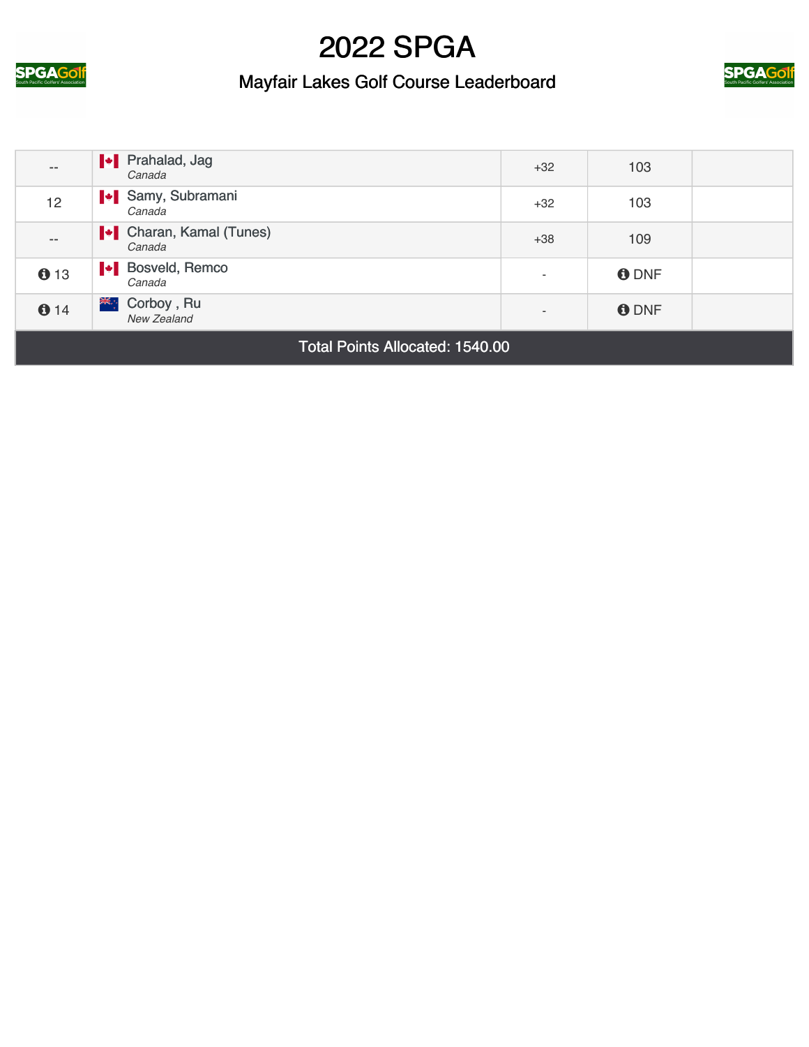# 2022 SPGA

## Mayfair Lakes Golf Course Leaderboard

| | | | | |
|---|---|---|---|---|
| -- | Prahalad, Jag *Canada* | +32 | 103 | |
| 12 | Samy, Subramani *Canada* | +32 | 103 | |
| -- | Charan, Kamal (Tunes) *Canada* | +38 | 109 | |
| 13 | Bosveld, Remco *Canada* | - | DNF | |
| 14 | Corboy , Ru *New Zealand* | - | DNF | |

Total Points Allocated: 1540.00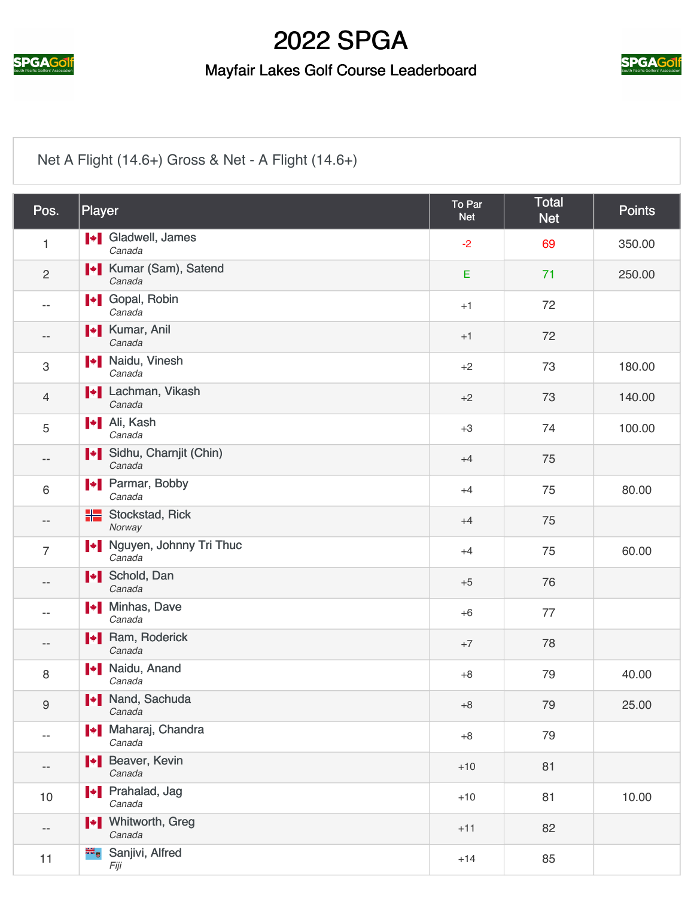# 2022 SPGA

## Mayfair Lakes Golf Course Leaderboard

Net A Flight (14.6+) Gross & Net - A Flight (14.6+)

| Pos. | Player | To Par Net | Total Net | Points |
|---|---|---|---|---|
| 1 | Gladwell, James *Canada* | -2 | 69 | 350.00 |
| 2 | Kumar (Sam), Satend *Canada* | E | 71 | 250.00 |
| -- | Gopal, Robin *Canada* | +1 | 72 | |
| -- | Kumar, Anil *Canada* | +1 | 72 | |
| 3 | Naidu, Vinesh *Canada* | +2 | 73 | 180.00 |
| 4 | Lachman, Vikash *Canada* | +2 | 73 | 140.00 |
| 5 | Ali, Kash *Canada* | +3 | 74 | 100.00 |
| -- | Sidhu, Charnjit (Chin) *Canada* | +4 | 75 | |
| 6 | Parmar, Bobby *Canada* | +4 | 75 | 80.00 |
| -- | Stockstad, Rick *Norway* | +4 | 75 | |
| 7 | Nguyen, Johnny Tri Thuc *Canada* | +4 | 75 | 60.00 |
| -- | Schold, Dan *Canada* | +5 | 76 | |
| -- | Minhas, Dave *Canada* | +6 | 77 | |
| -- | Ram, Roderick *Canada* | +7 | 78 | |
| 8 | Naidu, Anand *Canada* | +8 | 79 | 40.00 |
| 9 | Nand, Sachuda *Canada* | +8 | 79 | 25.00 |
| -- | Maharaj, Chandra *Canada* | +8 | 79 | |
| -- | Beaver, Kevin *Canada* | +10 | 81 | |
| 10 | Prahalad, Jag *Canada* | +10 | 81 | 10.00 |
| -- | Whitworth, Greg *Canada* | +11 | 82 | |
| 11 | Sanjivi, Alfred *Fiji* | +14 | 85 | |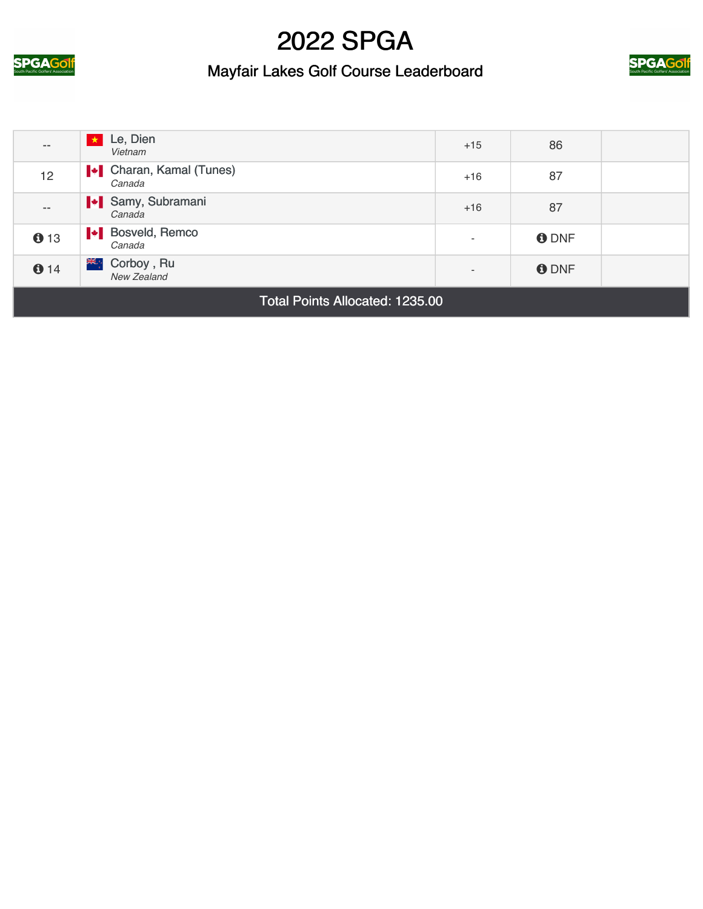# 2022 SPGA

## Mayfair Lakes Golf Course Leaderboard

| | | | | |
|---|---|---|---|---|
| -- | Le, Dien *Vietnam* | +15 | 86 | |
| 12 | Charan, Kamal (Tunes) *Canada* | +16 | 87 | |
| -- | Samy, Subramani *Canada* | +16 | 87 | |
| 13 | Bosveld, Remco *Canada* | - | DNF | |
| 14 | Corboy , Ru *New Zealand* | - | DNF | |
| Total Points Allocated: 1235.00 | | | | |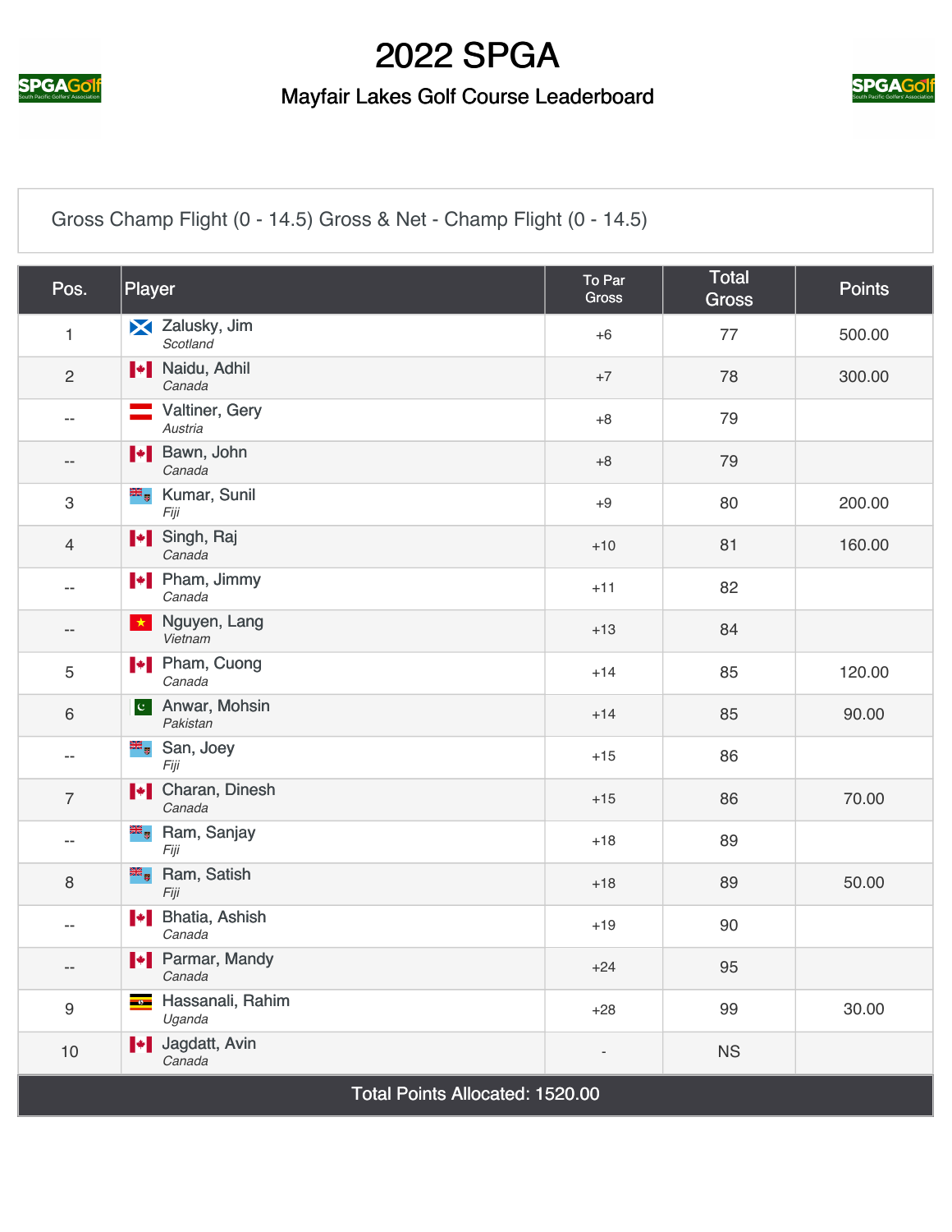# 2022 SPGA

## Mayfair Lakes Golf Course Leaderboard

Gross Champ Flight (0 - 14.5) Gross & Net - Champ Flight (0 - 14.5)

| Pos. | Player | To Par Gross | Total Gross | Points |
|---|---|---|---|---|
| 1 | Zalusky, Jim *Scotland* | +6 | 77 | 500.00 |
| 2 | Naidu, Adhil *Canada* | +7 | 78 | 300.00 |
| -- | Valtiner, Gery *Austria* | +8 | 79 | |
| -- | Bawn, John *Canada* | +8 | 79 | |
| 3 | Kumar, Sunil *Fiji* | +9 | 80 | 200.00 |
| 4 | Singh, Raj *Canada* | +10 | 81 | 160.00 |
| -- | Pham, Jimmy *Canada* | +11 | 82 | |
| -- | Nguyen, Lang *Vietnam* | +13 | 84 | |
| 5 | Pham, Cuong *Canada* | +14 | 85 | 120.00 |
| 6 | Anwar, Mohsin *Pakistan* | +14 | 85 | 90.00 |
| -- | San, Joey *Fiji* | +15 | 86 | |
| 7 | Charan, Dinesh *Canada* | +15 | 86 | 70.00 |
| -- | Ram, Sanjay *Fiji* | +18 | 89 | |
| 8 | Ram, Satish *Fiji* | +18 | 89 | 50.00 |
| -- | Bhatia, Ashish *Canada* | +19 | 90 | |
| -- | Parmar, Mandy *Canada* | +24 | 95 | |
| 9 | Hassanali, Rahim *Uganda* | +28 | 99 | 30.00 |
| 10 | Jagdatt, Avin *Canada* | - | NS | |

Total Points Allocated: 1520.00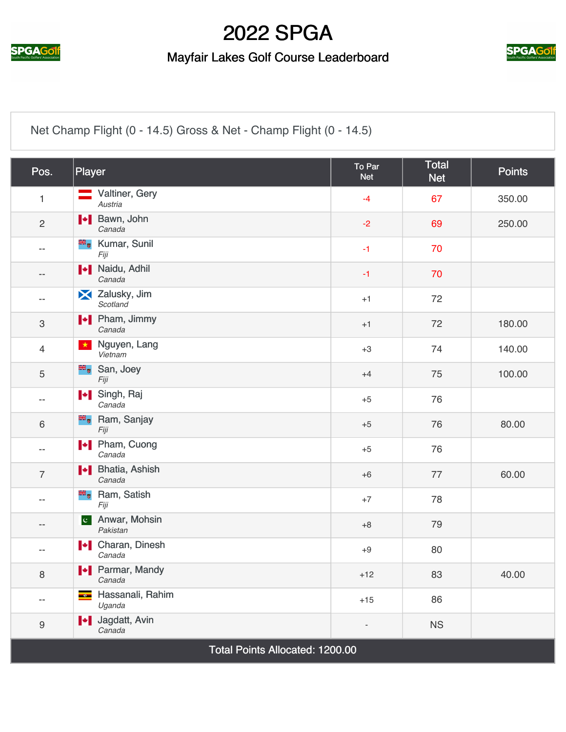# 2022 SPGA

## Mayfair Lakes Golf Course Leaderboard

Net Champ Flight (0 - 14.5) Gross & Net - Champ Flight (0 - 14.5)

| Pos. | Player | To Par Net | Total Net | Points |
|---|---|---|---|---|
| 1 | Valtiner, Gery *Austria* | -4 | 67 | 350.00 |
| 2 | Bawn, John *Canada* | -2 | 69 | 250.00 |
| -- | Kumar, Sunil *Fiji* | -1 | 70 | |
| -- | Naidu, Adhil *Canada* | -1 | 70 | |
| -- | Zalusky, Jim *Scotland* | +1 | 72 | |
| 3 | Pham, Jimmy *Canada* | +1 | 72 | 180.00 |
| 4 | Nguyen, Lang *Vietnam* | +3 | 74 | 140.00 |
| 5 | San, Joey *Fiji* | +4 | 75 | 100.00 |
| -- | Singh, Raj *Canada* | +5 | 76 | |
| 6 | Ram, Sanjay *Fiji* | +5 | 76 | 80.00 |
| -- | Pham, Cuong *Canada* | +5 | 76 | |
| 7 | Bhatia, Ashish *Canada* | +6 | 77 | 60.00 |
| -- | Ram, Satish *Fiji* | +7 | 78 | |
| -- | Anwar, Mohsin *Pakistan* | +8 | 79 | |
| -- | Charan, Dinesh *Canada* | +9 | 80 | |
| 8 | Parmar, Mandy *Canada* | +12 | 83 | 40.00 |
| -- | Hassanali, Rahim *Uganda* | +15 | 86 | |
| 9 | Jagdatt, Avin *Canada* | - | NS | |

Total Points Allocated: 1200.00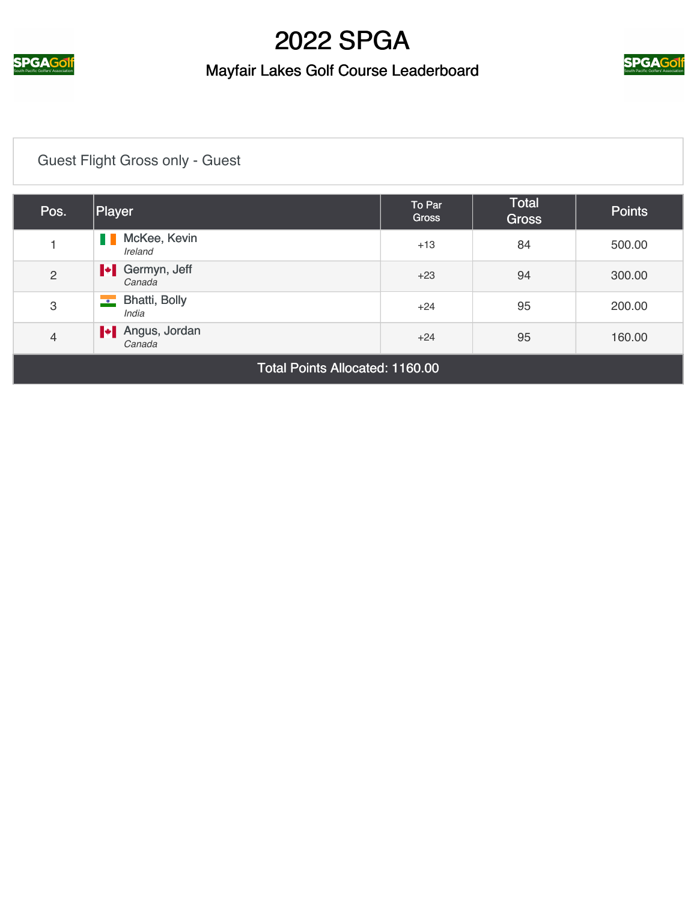# 2022 SPGA

## Mayfair Lakes Golf Course Leaderboard

Guest Flight Gross only - Guest

| Pos. | Player | To Par Gross | Total Gross | Points |
|---|---|---|---|---|
| 1 | McKee, Kevin *Ireland* | +13 | 84 | 500.00 |
| 2 | Germyn, Jeff *Canada* | +23 | 94 | 300.00 |
| 3 | Bhatti, Bolly *India* | +24 | 95 | 200.00 |
| 4 | Angus, Jordan *Canada* | +24 | 95 | 160.00 |
| Total Points Allocated: 1160.00 | | | | |